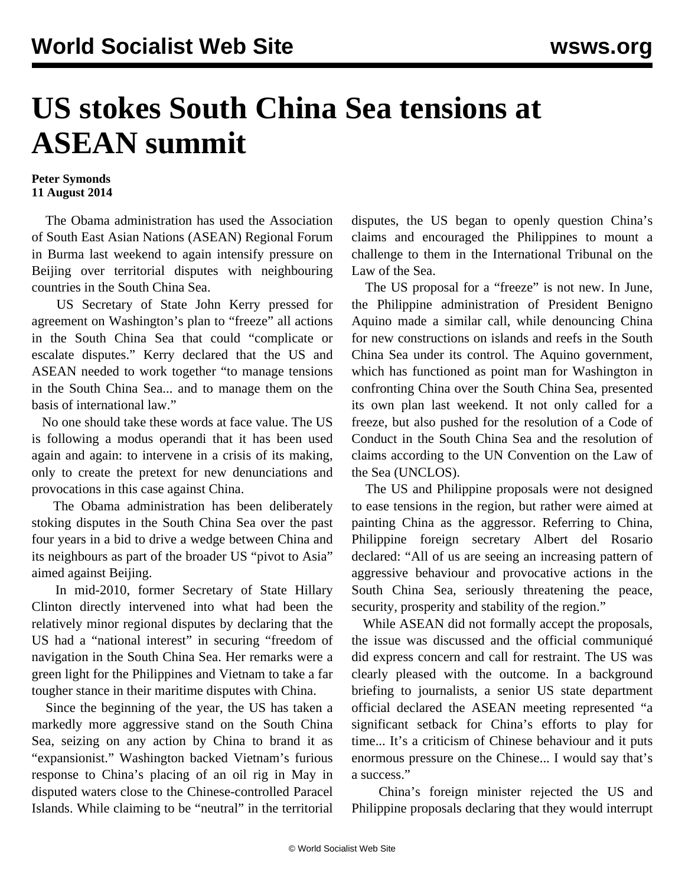# US stokes South China Sea tensions at ASEAN summit

**Peter Symonds**
**11 August 2014**

The Obama administration has used the Association of South East Asian Nations (ASEAN) Regional Forum in Burma last weekend to again intensify pressure on Beijing over territorial disputes with neighbouring countries in the South China Sea.

US Secretary of State John Kerry pressed for agreement on Washington's plan to "freeze" all actions in the South China Sea that could "complicate or escalate disputes." Kerry declared that the US and ASEAN needed to work together "to manage tensions in the South China Sea... and to manage them on the basis of international law."

No one should take these words at face value. The US is following a modus operandi that it has been used again and again: to intervene in a crisis of its making, only to create the pretext for new denunciations and provocations in this case against China.

The Obama administration has been deliberately stoking disputes in the South China Sea over the past four years in a bid to drive a wedge between China and its neighbours as part of the broader US "pivot to Asia" aimed against Beijing.

In mid-2010, former Secretary of State Hillary Clinton directly intervened into what had been the relatively minor regional disputes by declaring that the US had a "national interest" in securing "freedom of navigation in the South China Sea. Her remarks were a green light for the Philippines and Vietnam to take a far tougher stance in their maritime disputes with China.

Since the beginning of the year, the US has taken a markedly more aggressive stand on the South China Sea, seizing on any action by China to brand it as "expansionist." Washington backed Vietnam's furious response to China's placing of an oil rig in May in disputed waters close to the Chinese-controlled Paracel Islands. While claiming to be "neutral" in the territorial disputes, the US began to openly question China's claims and encouraged the Philippines to mount a challenge to them in the International Tribunal on the Law of the Sea.

The US proposal for a "freeze" is not new. In June, the Philippine administration of President Benigno Aquino made a similar call, while denouncing China for new constructions on islands and reefs in the South China Sea under its control. The Aquino government, which has functioned as point man for Washington in confronting China over the South China Sea, presented its own plan last weekend. It not only called for a freeze, but also pushed for the resolution of a Code of Conduct in the South China Sea and the resolution of claims according to the UN Convention on the Law of the Sea (UNCLOS).

The US and Philippine proposals were not designed to ease tensions in the region, but rather were aimed at painting China as the aggressor. Referring to China, Philippine foreign secretary Albert del Rosario declared: "All of us are seeing an increasing pattern of aggressive behaviour and provocative actions in the South China Sea, seriously threatening the peace, security, prosperity and stability of the region."

While ASEAN did not formally accept the proposals, the issue was discussed and the official communiqué did express concern and call for restraint. The US was clearly pleased with the outcome. In a background briefing to journalists, a senior US state department official declared the ASEAN meeting represented "a significant setback for China's efforts to play for time... It's a criticism of Chinese behaviour and it puts enormous pressure on the Chinese... I would say that's a success."

China's foreign minister rejected the US and Philippine proposals declaring that they would interrupt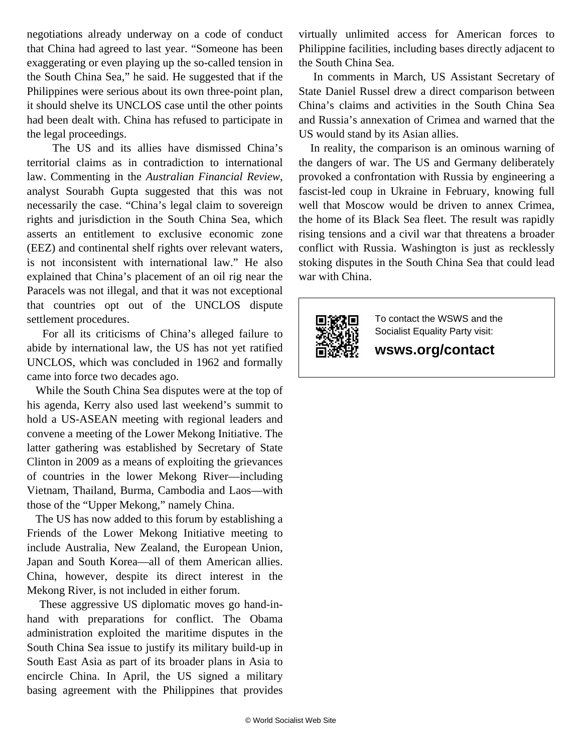negotiations already underway on a code of conduct that China had agreed to last year. "Someone has been exaggerating or even playing up the so-called tension in the South China Sea," he said. He suggested that if the Philippines were serious about its own three-point plan, it should shelve its UNCLOS case until the other points had been dealt with. China has refused to participate in the legal proceedings.

The US and its allies have dismissed China's territorial claims as in contradiction to international law. Commenting in the *Australian Financial Review*, analyst Sourabh Gupta suggested that this was not necessarily the case. "China's legal claim to sovereign rights and jurisdiction in the South China Sea, which asserts an entitlement to exclusive economic zone (EEZ) and continental shelf rights over relevant waters, is not inconsistent with international law." He also explained that China's placement of an oil rig near the Paracels was not illegal, and that it was not exceptional that countries opt out of the UNCLOS dispute settlement procedures.

For all its criticisms of China's alleged failure to abide by international law, the US has not yet ratified UNCLOS, which was concluded in 1962 and formally came into force two decades ago.

While the South China Sea disputes were at the top of his agenda, Kerry also used last weekend's summit to hold a US-ASEAN meeting with regional leaders and convene a meeting of the Lower Mekong Initiative. The latter gathering was established by Secretary of State Clinton in 2009 as a means of exploiting the grievances of countries in the lower Mekong River—including Vietnam, Thailand, Burma, Cambodia and Laos—with those of the "Upper Mekong," namely China.

The US has now added to this forum by establishing a Friends of the Lower Mekong Initiative meeting to include Australia, New Zealand, the European Union, Japan and South Korea—all of them American allies. China, however, despite its direct interest in the Mekong River, is not included in either forum.

These aggressive US diplomatic moves go hand-in-hand with preparations for conflict. The Obama administration exploited the maritime disputes in the South China Sea issue to justify its military build-up in South East Asia as part of its broader plans in Asia to encircle China. In April, the US signed a military basing agreement with the Philippines that provides virtually unlimited access for American forces to Philippine facilities, including bases directly adjacent to the South China Sea.

In comments in March, US Assistant Secretary of State Daniel Russel drew a direct comparison between China's claims and activities in the South China Sea and Russia's annexation of Crimea and warned that the US would stand by its Asian allies.

In reality, the comparison is an ominous warning of the dangers of war. The US and Germany deliberately provoked a confrontation with Russia by engineering a fascist-led coup in Ukraine in February, knowing full well that Moscow would be driven to annex Crimea, the home of its Black Sea fleet. The result was rapidly rising tensions and a civil war that threatens a broader conflict with Russia. Washington is just as recklessly stoking disputes in the South China Sea that could lead war with China.

To contact the WSWS and the Socialist Equality Party visit:

**wsws.org/contact**